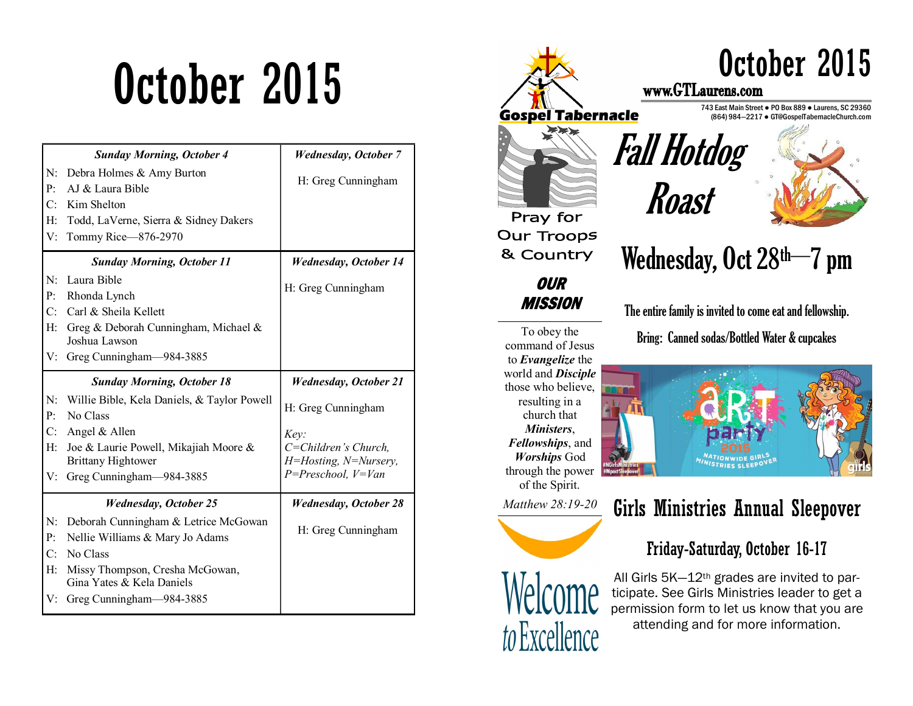# October 2015

| Sunday Morning, October 4 | Wednesday, October 7 |
|---|---|
| N: Debra Holmes & Amy Burton<br>P: AJ & Laura Bible<br>C: Kim Shelton<br>H: Todd, LaVerne, Sierra & Sidney Dakers<br>V: Tommy Rice—876-2970 | H: Greg Cunningham |
| ***Sunday Morning, October 11*** | ***Wednesday, October 14*** |
| N: Laura Bible<br>P: Rhonda Lynch<br>C: Carl & Sheila Kellett<br>H: Greg & Deborah Cunningham, Michael & Joshua Lawson<br>V: Greg Cunningham—984-3885 | H: Greg Cunningham |
| ***Sunday Morning, October 18*** | ***Wednesday, October 21*** |
| N: Willie Bible, Kela Daniels, & Taylor Powell<br>P: No Class<br>C: Angel & Allen<br>H: Joe & Laurie Powell, Mikajiah Moore & Brittany Hightower<br>V: Greg Cunningham—984-3885 | H: Greg Cunningham<br><br>*Key:*<br>*C=Children's Church, H=Hosting, N=Nursery, P=Preschool, V=Van* |
| ***Wednesday, October 25*** | ***Wednesday, October 28*** |
| N: Deborah Cunningham & Letrice McGowan<br>P: Nellie Williams & Mary Jo Adams<br>C: No Class<br>H: Missy Thompson, Cresha McGowan, Gina Yates & Kela Daniels<br>V: Greg Cunningham—984-3885 | H: Greg Cunningham |

# October 2015

Gospel Tabernacle

www.GTLaurens.com

743 East Main Street ● PO Box 889 ● Laurens, SC 29360
(864) 984—2217 ● GT@GospelTabernacleChurch.com

Pray for Our Troops & Country

## OUR MISSION

To obey the command of Jesus to ***Evangelize*** the world and ***Disciple*** those who believe, resulting in a church that ***Ministers***, ***Fellowships***, and ***Worships*** God through the power of the Spirit.

*Matthew 28:19-20*

Welcome to Excellence

## Fall Hotdog Roast

## Wednesday, Oct 28th—7 pm

The entire family is invited to come eat and fellowship.

Bring: Canned sodas/Bottled Water & cupcakes

## Girls Ministries Annual Sleepover

### Friday-Saturday, October 16-17

All Girls 5K—12th grades are invited to participate. See Girls Ministries leader to get a permission form to let us know that you are attending and for more information.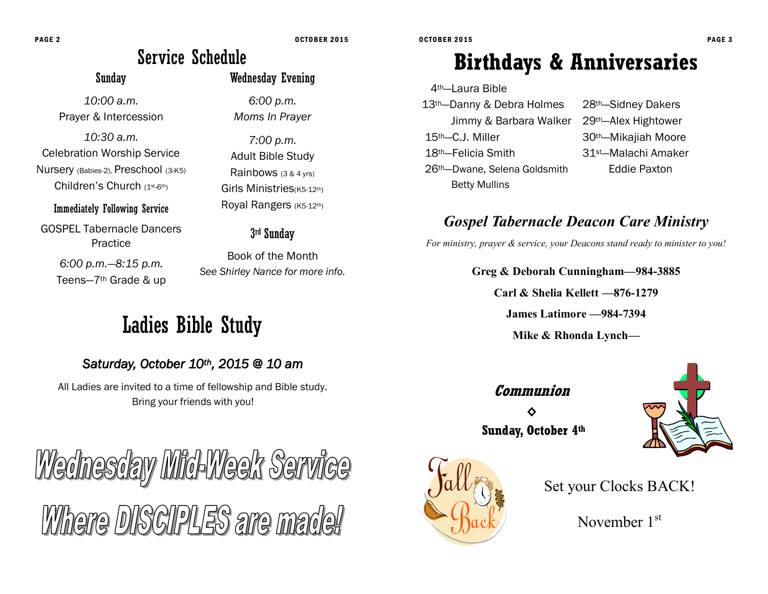## Service Schedule

### Sunday

*10:00 a.m.*

Prayer & Intercession

*10:30 a.m.*

Celebration Worship Service

Nursery (Babies-2), Preschool (3-K5)

Children's Church (1st-6th)

#### Immediately Following Service

GOSPEL Tabernacle Dancers Practice

*6:00 p.m.—8:15 p.m.*

Teens—7th Grade & up

### Wednesday Evening

*6:00 p.m.*

*Moms In Prayer*

*7:00 p.m.*

Adult Bible Study

Rainbows (3 & 4 yrs)

Girls Ministries(K5-12th)

Royal Rangers (K5-12th)

### 3rd Sunday

Book of the Month

*See Shirley Nance for more info.*

## Ladies Bible Study

***Saturday, October 10th, 2015 @ 10 am***

All Ladies are invited to a time of fellowship and Bible study. Bring your friends with you!

## Wednesday Mid-Week Service

## Where DISCIPLES are made!

## Birthdays & Anniversaries

4th—Laura Bible

13th—Danny & Debra Holmes

Jimmy & Barbara Walker

15th—C.J. Miller

18th—Felicia Smith

26th—Dwane, Selena Goldsmith

Betty Mullins

28th—Sidney Dakers

29th—Alex Hightower

30th—Mikajiah Moore

31st—Malachi Amaker

Eddie Paxton

## *Gospel Tabernacle Deacon Care Ministry*

*For ministry, prayer & service, your Deacons stand ready to minister to you!*

**Greg & Deborah Cunningham—984-3885**

**Carl & Shelia Kellett —876-1279**

**James Latimore —984-7394**

**Mike & Rhonda Lynch—**

***Communion***

◇

**Sunday, October 4th**

Fall Back

Set your Clocks BACK!

November 1st